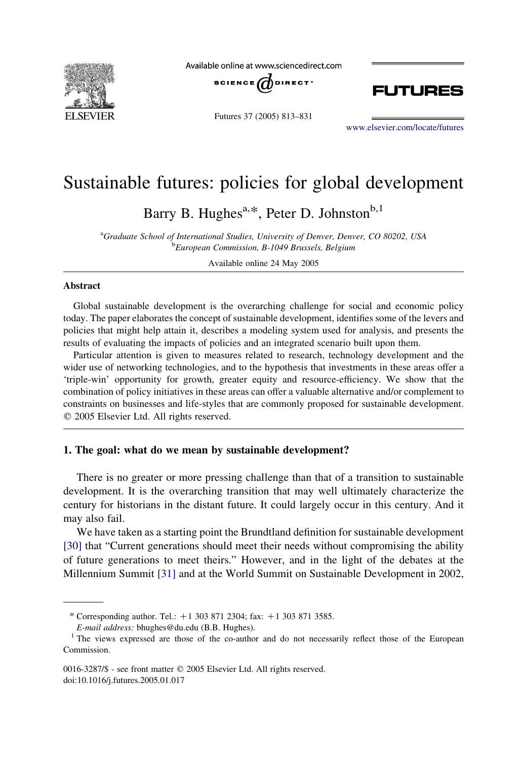# Sustainable futures: policies for global development

Barry B. Hughes[a,*], Peter D. Johnston[b,1]

[a] *Graduate School of International Studies, University of Denver, Denver, CO 80202, USA*
[b] *European Commission, B-1049 Brussels, Belgium*

Available online 24 May 2005

## Abstract

Global sustainable development is the overarching challenge for social and economic policy today. The paper elaborates the concept of sustainable development, identifies some of the levers and policies that might help attain it, describes a modeling system used for analysis, and presents the results of evaluating the impacts of policies and an integrated scenario built upon them.

Particular attention is given to measures related to research, technology development and the wider use of networking technologies, and to the hypothesis that investments in these areas offer a 'triple-win' opportunity for growth, greater equity and resource-efficiency. We show that the combination of policy initiatives in these areas can offer a valuable alternative and/or complement to constraints on businesses and life-styles that are commonly proposed for sustainable development.
© 2005 Elsevier Ltd. All rights reserved.

## 1. The goal: what do we mean by sustainable development?

There is no greater or more pressing challenge than that of a transition to sustainable development. It is the overarching transition that may well ultimately characterize the century for historians in the distant future. It could largely occur in this century. And it may also fail.

We have taken as a starting point the Brundtland definition for sustainable development [30] that "Current generations should meet their needs without compromising the ability of future generations to meet theirs." However, and in the light of the debates at the Millennium Summit [31] and at the World Summit on Sustainable Development in 2002,

---

\* Corresponding author. Tel.: +1 303 871 2304; fax: +1 303 871 3585.
*E-mail address:* bhughes@du.edu (B.B. Hughes).

[1] The views expressed are those of the co-author and do not necessarily reflect those of the European Commission.

0016-3287/$ - see front matter © 2005 Elsevier Ltd. All rights reserved.
doi:10.1016/j.futures.2005.01.017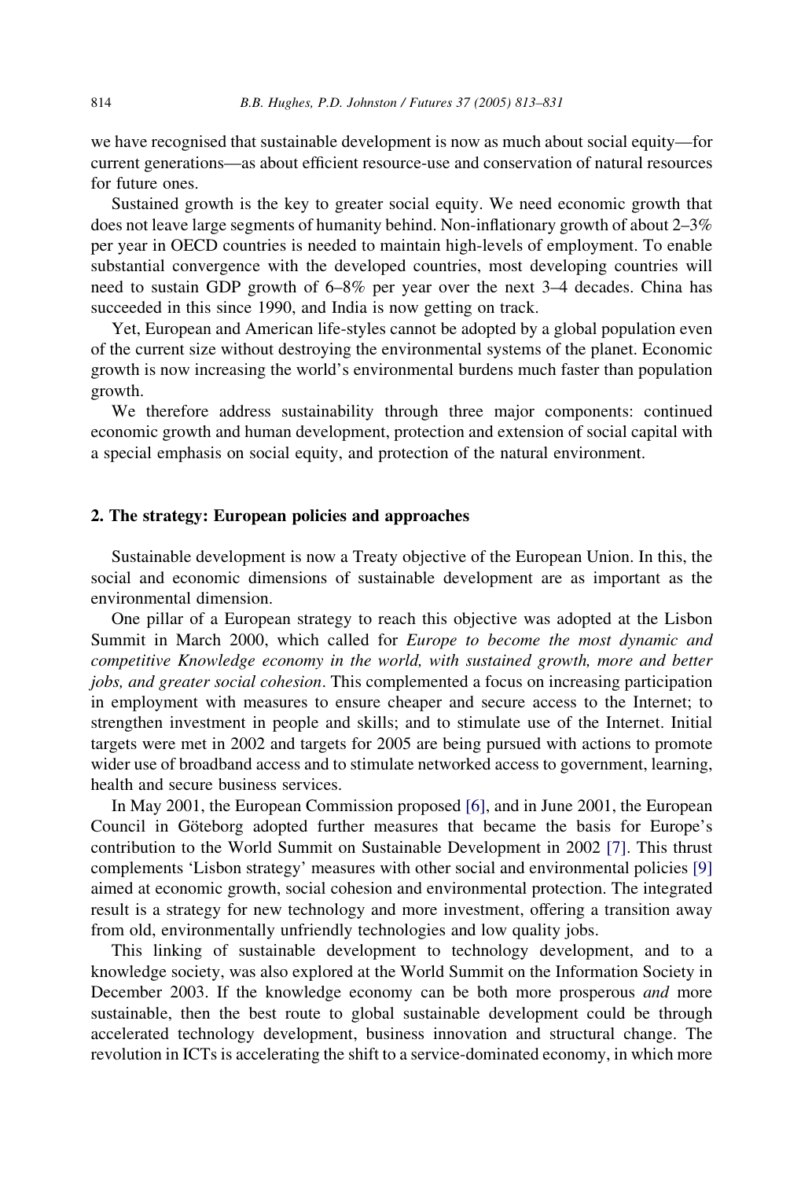we have recognised that sustainable development is now as much about social equity—for current generations—as about efficient resource-use and conservation of natural resources for future ones.

Sustained growth is the key to greater social equity. We need economic growth that does not leave large segments of humanity behind. Non-inflationary growth of about 2–3% per year in OECD countries is needed to maintain high-levels of employment. To enable substantial convergence with the developed countries, most developing countries will need to sustain GDP growth of 6–8% per year over the next 3–4 decades. China has succeeded in this since 1990, and India is now getting on track.

Yet, European and American life-styles cannot be adopted by a global population even of the current size without destroying the environmental systems of the planet. Economic growth is now increasing the world's environmental burdens much faster than population growth.

We therefore address sustainability through three major components: continued economic growth and human development, protection and extension of social capital with a special emphasis on social equity, and protection of the natural environment.

## 2. The strategy: European policies and approaches

Sustainable development is now a Treaty objective of the European Union. In this, the social and economic dimensions of sustainable development are as important as the environmental dimension.

One pillar of a European strategy to reach this objective was adopted at the Lisbon Summit in March 2000, which called for *Europe to become the most dynamic and competitive Knowledge economy in the world, with sustained growth, more and better jobs, and greater social cohesion*. This complemented a focus on increasing participation in employment with measures to ensure cheaper and secure access to the Internet; to strengthen investment in people and skills; and to stimulate use of the Internet. Initial targets were met in 2002 and targets for 2005 are being pursued with actions to promote wider use of broadband access and to stimulate networked access to government, learning, health and secure business services.

In May 2001, the European Commission proposed [6], and in June 2001, the European Council in Göteborg adopted further measures that became the basis for Europe's contribution to the World Summit on Sustainable Development in 2002 [7]. This thrust complements 'Lisbon strategy' measures with other social and environmental policies [9] aimed at economic growth, social cohesion and environmental protection. The integrated result is a strategy for new technology and more investment, offering a transition away from old, environmentally unfriendly technologies and low quality jobs.

This linking of sustainable development to technology development, and to a knowledge society, was also explored at the World Summit on the Information Society in December 2003. If the knowledge economy can be both more prosperous *and* more sustainable, then the best route to global sustainable development could be through accelerated technology development, business innovation and structural change. The revolution in ICTs is accelerating the shift to a service-dominated economy, in which more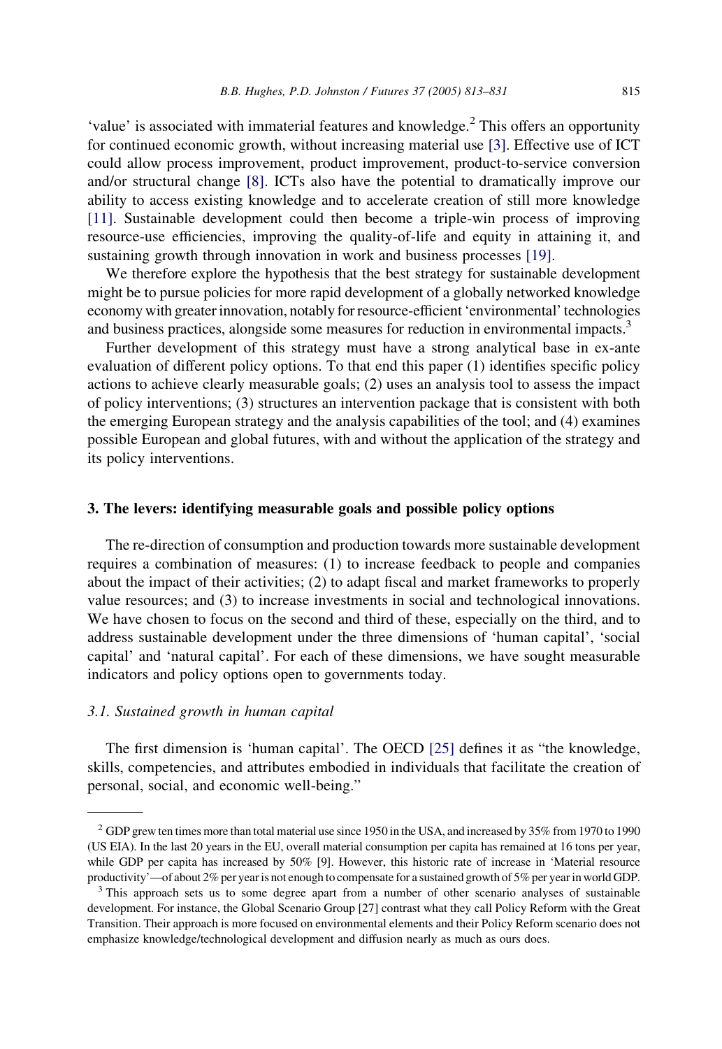'value' is associated with immaterial features and knowledge.[2] This offers an opportunity for continued economic growth, without increasing material use [3]. Effective use of ICT could allow process improvement, product improvement, product-to-service conversion and/or structural change [8]. ICTs also have the potential to dramatically improve our ability to access existing knowledge and to accelerate creation of still more knowledge [11]. Sustainable development could then become a triple-win process of improving resource-use efficiencies, improving the quality-of-life and equity in attaining it, and sustaining growth through innovation in work and business processes [19].

We therefore explore the hypothesis that the best strategy for sustainable development might be to pursue policies for more rapid development of a globally networked knowledge economy with greater innovation, notably for resource-efficient 'environmental' technologies and business practices, alongside some measures for reduction in environmental impacts.[3]

Further development of this strategy must have a strong analytical base in ex-ante evaluation of different policy options. To that end this paper (1) identifies specific policy actions to achieve clearly measurable goals; (2) uses an analysis tool to assess the impact of policy interventions; (3) structures an intervention package that is consistent with both the emerging European strategy and the analysis capabilities of the tool; and (4) examines possible European and global futures, with and without the application of the strategy and its policy interventions.

## 3. The levers: identifying measurable goals and possible policy options

The re-direction of consumption and production towards more sustainable development requires a combination of measures: (1) to increase feedback to people and companies about the impact of their activities; (2) to adapt fiscal and market frameworks to properly value resources; and (3) to increase investments in social and technological innovations. We have chosen to focus on the second and third of these, especially on the third, and to address sustainable development under the three dimensions of 'human capital', 'social capital' and 'natural capital'. For each of these dimensions, we have sought measurable indicators and policy options open to governments today.

### *3.1. Sustained growth in human capital*

The first dimension is 'human capital'. The OECD [25] defines it as "the knowledge, skills, competencies, and attributes embodied in individuals that facilitate the creation of personal, social, and economic well-being."

---

[2] GDP grew ten times more than total material use since 1950 in the USA, and increased by 35% from 1970 to 1990 (US EIA). In the last 20 years in the EU, overall material consumption per capita has remained at 16 tons per year, while GDP per capita has increased by 50% [9]. However, this historic rate of increase in 'Material resource productivity'—of about 2% per year is not enough to compensate for a sustained growth of 5% per year in world GDP.

[3] This approach sets us to some degree apart from a number of other scenario analyses of sustainable development. For instance, the Global Scenario Group [27] contrast what they call Policy Reform with the Great Transition. Their approach is more focused on environmental elements and their Policy Reform scenario does not emphasize knowledge/technological development and diffusion nearly as much as ours does.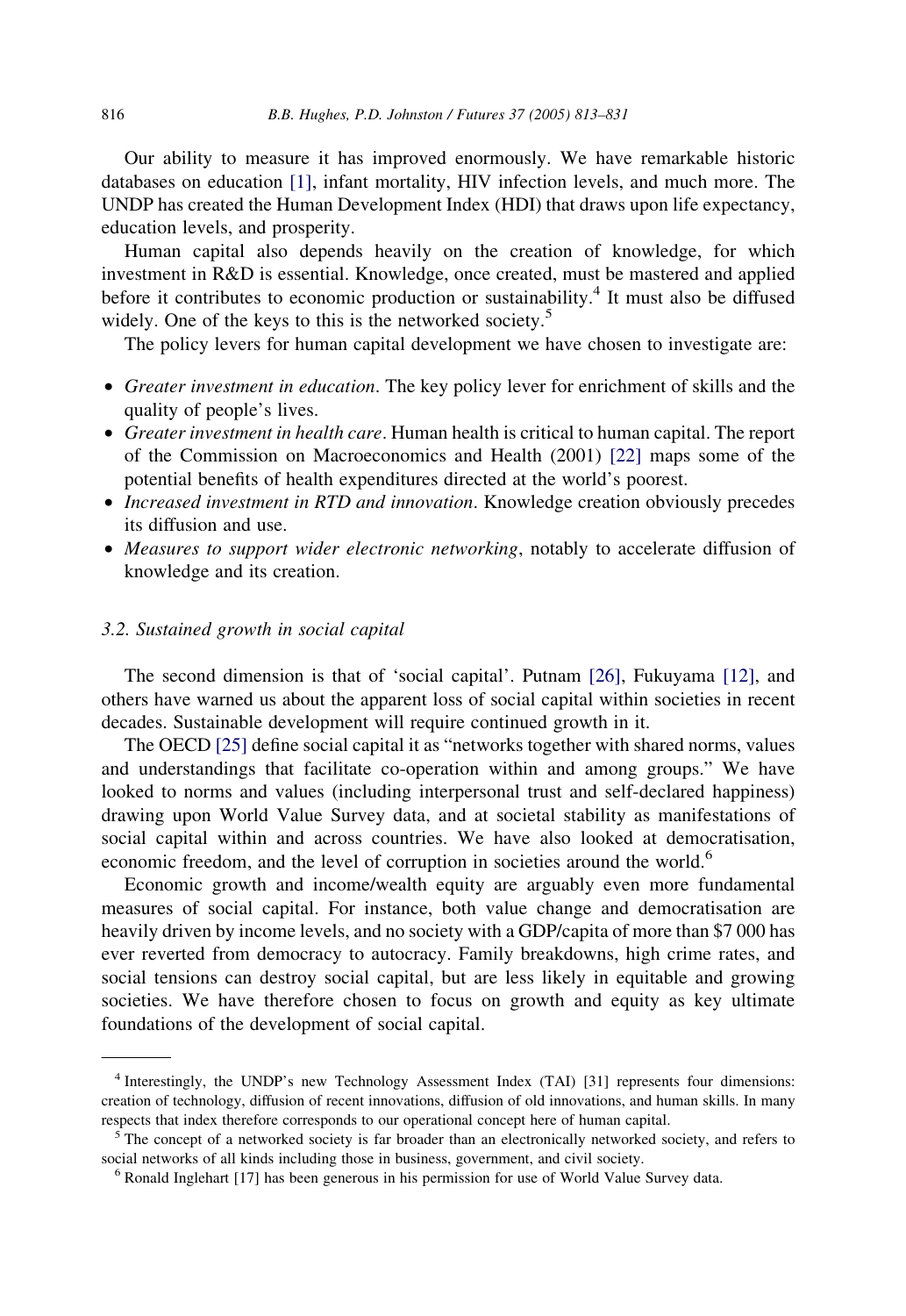Our ability to measure it has improved enormously. We have remarkable historic databases on education [1], infant mortality, HIV infection levels, and much more. The UNDP has created the Human Development Index (HDI) that draws upon life expectancy, education levels, and prosperity.

Human capital also depends heavily on the creation of knowledge, for which investment in R&D is essential. Knowledge, once created, must be mastered and applied before it contributes to economic production or sustainability.[4] It must also be diffused widely. One of the keys to this is the networked society.[5]

The policy levers for human capital development we have chosen to investigate are:

- *Greater investment in education*. The key policy lever for enrichment of skills and the quality of people's lives.
- *Greater investment in health care*. Human health is critical to human capital. The report of the Commission on Macroeconomics and Health (2001) [22] maps some of the potential benefits of health expenditures directed at the world's poorest.
- *Increased investment in RTD and innovation*. Knowledge creation obviously precedes its diffusion and use.
- *Measures to support wider electronic networking*, notably to accelerate diffusion of knowledge and its creation.

### 3.2. Sustained growth in social capital

The second dimension is that of 'social capital'. Putnam [26], Fukuyama [12], and others have warned us about the apparent loss of social capital within societies in recent decades. Sustainable development will require continued growth in it.

The OECD [25] define social capital it as "networks together with shared norms, values and understandings that facilitate co-operation within and among groups." We have looked to norms and values (including interpersonal trust and self-declared happiness) drawing upon World Value Survey data, and at societal stability as manifestations of social capital within and across countries. We have also looked at democratisation, economic freedom, and the level of corruption in societies around the world.[6]

Economic growth and income/wealth equity are arguably even more fundamental measures of social capital. For instance, both value change and democratisation are heavily driven by income levels, and no society with a GDP/capita of more than $7 000 has ever reverted from democracy to autocracy. Family breakdowns, high crime rates, and social tensions can destroy social capital, but are less likely in equitable and growing societies. We have therefore chosen to focus on growth and equity as key ultimate foundations of the development of social capital.

---

[4] Interestingly, the UNDP's new Technology Assessment Index (TAI) [31] represents four dimensions: creation of technology, diffusion of recent innovations, diffusion of old innovations, and human skills. In many respects that index therefore corresponds to our operational concept here of human capital.

[5] The concept of a networked society is far broader than an electronically networked society, and refers to social networks of all kinds including those in business, government, and civil society.

[6] Ronald Inglehart [17] has been generous in his permission for use of World Value Survey data.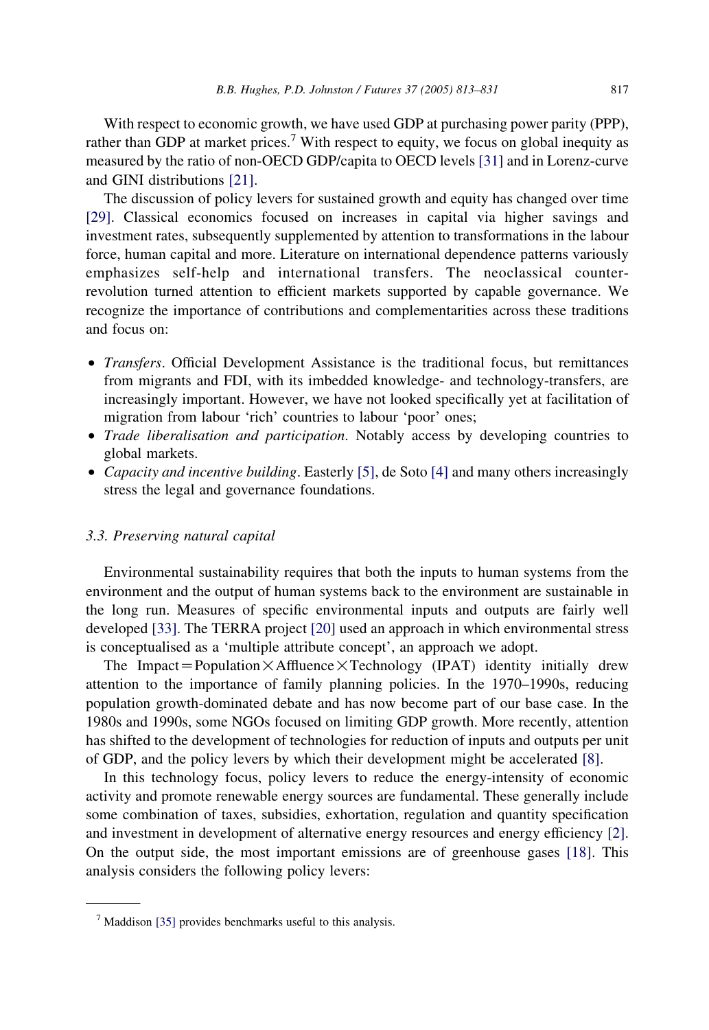With respect to economic growth, we have used GDP at purchasing power parity (PPP), rather than GDP at market prices.[7] With respect to equity, we focus on global inequity as measured by the ratio of non-OECD GDP/capita to OECD levels [31] and in Lorenz-curve and GINI distributions [21].

The discussion of policy levers for sustained growth and equity has changed over time [29]. Classical economics focused on increases in capital via higher savings and investment rates, subsequently supplemented by attention to transformations in the labour force, human capital and more. Literature on international dependence patterns variously emphasizes self-help and international transfers. The neoclassical counter-revolution turned attention to efficient markets supported by capable governance. We recognize the importance of contributions and complementarities across these traditions and focus on:

- *Transfers*. Official Development Assistance is the traditional focus, but remittances from migrants and FDI, with its imbedded knowledge- and technology-transfers, are increasingly important. However, we have not looked specifically yet at facilitation of migration from labour 'rich' countries to labour 'poor' ones;
- *Trade liberalisation and participation*. Notably access by developing countries to global markets.
- *Capacity and incentive building*. Easterly [5], de Soto [4] and many others increasingly stress the legal and governance foundations.

### 3.3. Preserving natural capital

Environmental sustainability requires that both the inputs to human systems from the environment and the output of human systems back to the environment are sustainable in the long run. Measures of specific environmental inputs and outputs are fairly well developed [33]. The TERRA project [20] used an approach in which environmental stress is conceptualised as a 'multiple attribute concept', an approach we adopt.

The Impact = Population × Affluence × Technology (IPAT) identity initially drew attention to the importance of family planning policies. In the 1970–1990s, reducing population growth-dominated debate and has now become part of our base case. In the 1980s and 1990s, some NGOs focused on limiting GDP growth. More recently, attention has shifted to the development of technologies for reduction of inputs and outputs per unit of GDP, and the policy levers by which their development might be accelerated [8].

In this technology focus, policy levers to reduce the energy-intensity of economic activity and promote renewable energy sources are fundamental. These generally include some combination of taxes, subsidies, exhortation, regulation and quantity specification and investment in development of alternative energy resources and energy efficiency [2]. On the output side, the most important emissions are of greenhouse gases [18]. This analysis considers the following policy levers:

---

[7] Maddison [35] provides benchmarks useful to this analysis.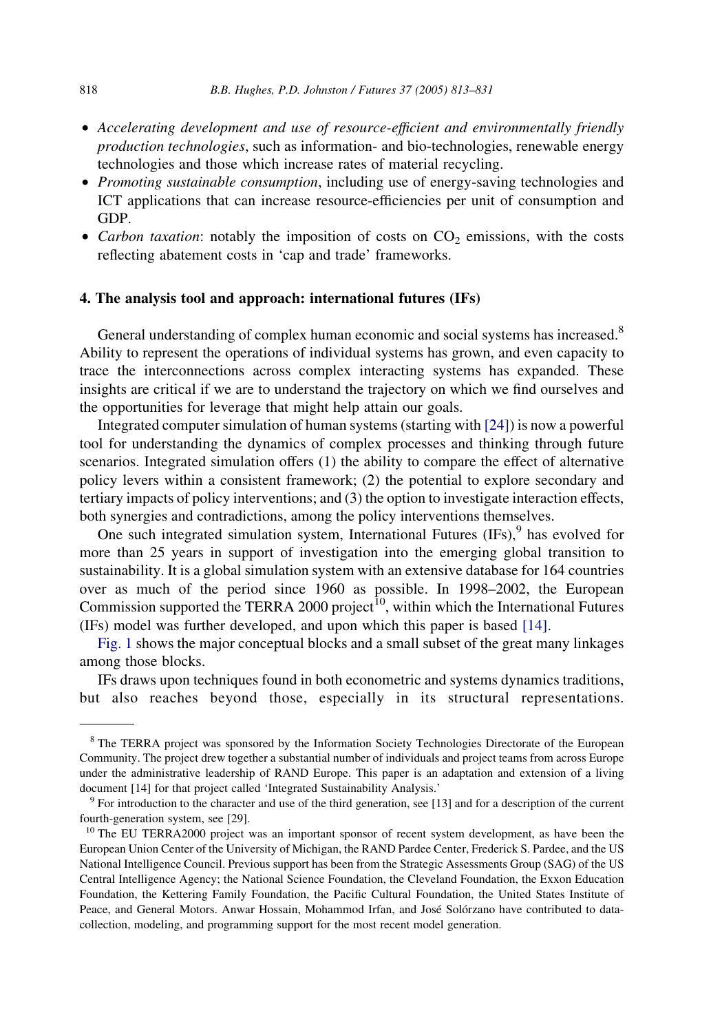- *Accelerating development and use of resource-efficient and environmentally friendly production technologies*, such as information- and bio-technologies, renewable energy technologies and those which increase rates of material recycling.
- *Promoting sustainable consumption*, including use of energy-saving technologies and ICT applications that can increase resource-efficiencies per unit of consumption and GDP.
- *Carbon taxation*: notably the imposition of costs on $CO_2$ emissions, with the costs reflecting abatement costs in 'cap and trade' frameworks.

## 4. The analysis tool and approach: international futures (IFs)

General understanding of complex human economic and social systems has increased.[8] Ability to represent the operations of individual systems has grown, and even capacity to trace the interconnections across complex interacting systems has expanded. These insights are critical if we are to understand the trajectory on which we find ourselves and the opportunities for leverage that might help attain our goals.

Integrated computer simulation of human systems (starting with [24]) is now a powerful tool for understanding the dynamics of complex processes and thinking through future scenarios. Integrated simulation offers (1) the ability to compare the effect of alternative policy levers within a consistent framework; (2) the potential to explore secondary and tertiary impacts of policy interventions; and (3) the option to investigate interaction effects, both synergies and contradictions, among the policy interventions themselves.

One such integrated simulation system, International Futures (IFs),[9] has evolved for more than 25 years in support of investigation into the emerging global transition to sustainability. It is a global simulation system with an extensive database for 164 countries over as much of the period since 1960 as possible. In 1998–2002, the European Commission supported the TERRA 2000 project[10], within which the International Futures (IFs) model was further developed, and upon which this paper is based [14].

Fig. 1 shows the major conceptual blocks and a small subset of the great many linkages among those blocks.

IFs draws upon techniques found in both econometric and systems dynamics traditions, but also reaches beyond those, especially in its structural representations.

---

[8] The TERRA project was sponsored by the Information Society Technologies Directorate of the European Community. The project drew together a substantial number of individuals and project teams from across Europe under the administrative leadership of RAND Europe. This paper is an adaptation and extension of a living document [14] for that project called 'Integrated Sustainability Analysis.'

[9] For introduction to the character and use of the third generation, see [13] and for a description of the current fourth-generation system, see [29].

[10] The EU TERRA2000 project was an important sponsor of recent system development, as have been the European Union Center of the University of Michigan, the RAND Pardee Center, Frederick S. Pardee, and the US National Intelligence Council. Previous support has been from the Strategic Assessments Group (SAG) of the US Central Intelligence Agency; the National Science Foundation, the Cleveland Foundation, the Exxon Education Foundation, the Kettering Family Foundation, the Pacific Cultural Foundation, the United States Institute of Peace, and General Motors. Anwar Hossain, Mohammod Irfan, and José Solórzano have contributed to data-collection, modeling, and programming support for the most recent model generation.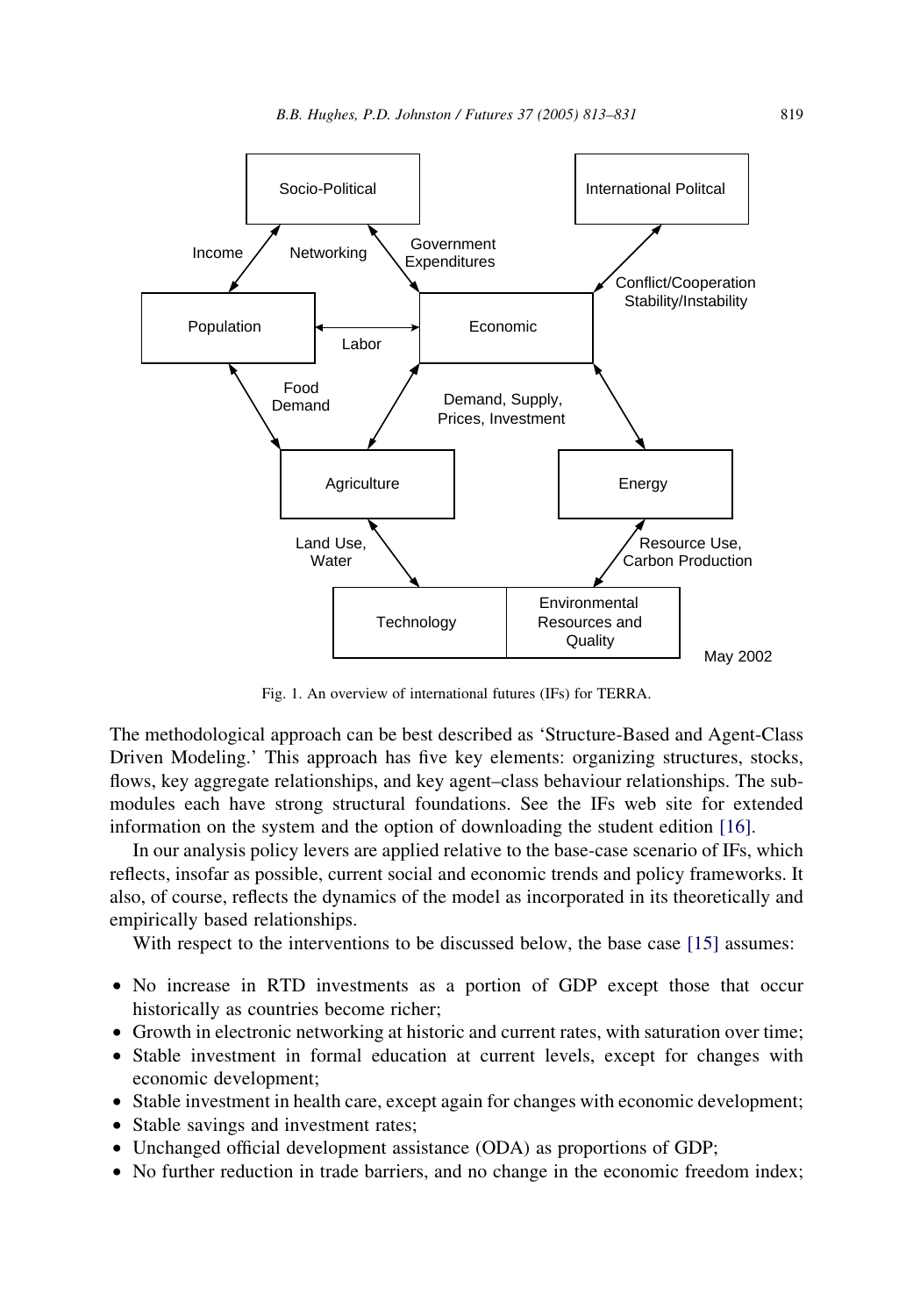Fig. 1. An overview of international futures (IFs) for TERRA.

The methodological approach can be best described as 'Structure-Based and Agent-Class Driven Modeling.' This approach has five key elements: organizing structures, stocks, flows, key aggregate relationships, and key agent–class behaviour relationships. The submodules each have strong structural foundations. See the IFs web site for extended information on the system and the option of downloading the student edition [16].

In our analysis policy levers are applied relative to the base-case scenario of IFs, which reflects, insofar as possible, current social and economic trends and policy frameworks. It also, of course, reflects the dynamics of the model as incorporated in its theoretically and empirically based relationships.

With respect to the interventions to be discussed below, the base case [15] assumes:

- No increase in RTD investments as a portion of GDP except those that occur historically as countries become richer;
- Growth in electronic networking at historic and current rates, with saturation over time;
- Stable investment in formal education at current levels, except for changes with economic development;
- Stable investment in health care, except again for changes with economic development;
- Stable savings and investment rates;
- Unchanged official development assistance (ODA) as proportions of GDP;
- No further reduction in trade barriers, and no change in the economic freedom index;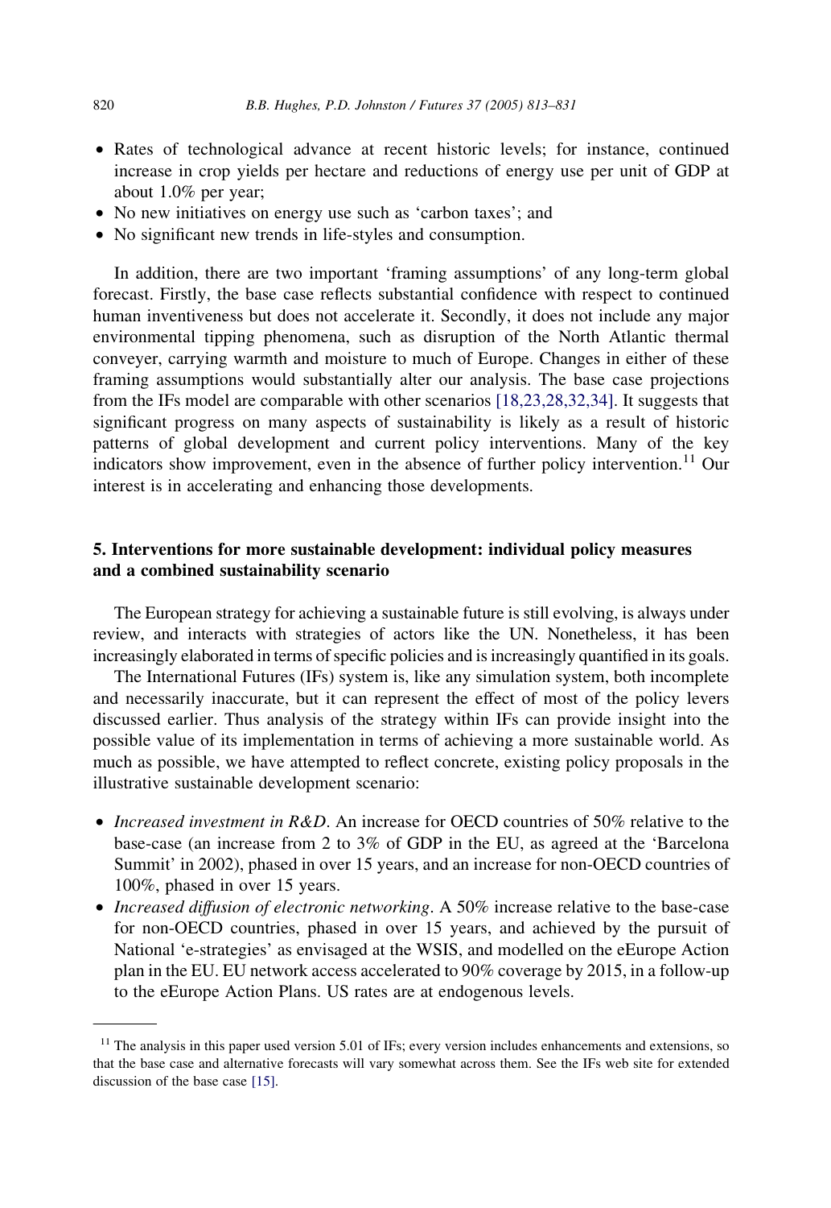- Rates of technological advance at recent historic levels; for instance, continued increase in crop yields per hectare and reductions of energy use per unit of GDP at about 1.0% per year;
- No new initiatives on energy use such as 'carbon taxes'; and
- No significant new trends in life-styles and consumption.

In addition, there are two important 'framing assumptions' of any long-term global forecast. Firstly, the base case reflects substantial confidence with respect to continued human inventiveness but does not accelerate it. Secondly, it does not include any major environmental tipping phenomena, such as disruption of the North Atlantic thermal conveyer, carrying warmth and moisture to much of Europe. Changes in either of these framing assumptions would substantially alter our analysis. The base case projections from the IFs model are comparable with other scenarios [18,23,28,32,34]. It suggests that significant progress on many aspects of sustainability is likely as a result of historic patterns of global development and current policy interventions. Many of the key indicators show improvement, even in the absence of further policy intervention.[11] Our interest is in accelerating and enhancing those developments.

## 5. Interventions for more sustainable development: individual policy measures and a combined sustainability scenario

The European strategy for achieving a sustainable future is still evolving, is always under review, and interacts with strategies of actors like the UN. Nonetheless, it has been increasingly elaborated in terms of specific policies and is increasingly quantified in its goals.

The International Futures (IFs) system is, like any simulation system, both incomplete and necessarily inaccurate, but it can represent the effect of most of the policy levers discussed earlier. Thus analysis of the strategy within IFs can provide insight into the possible value of its implementation in terms of achieving a more sustainable world. As much as possible, we have attempted to reflect concrete, existing policy proposals in the illustrative sustainable development scenario:

- *Increased investment in R&D*. An increase for OECD countries of 50% relative to the base-case (an increase from 2 to 3% of GDP in the EU, as agreed at the 'Barcelona Summit' in 2002), phased in over 15 years, and an increase for non-OECD countries of 100%, phased in over 15 years.
- *Increased diffusion of electronic networking*. A 50% increase relative to the base-case for non-OECD countries, phased in over 15 years, and achieved by the pursuit of National 'e-strategies' as envisaged at the WSIS, and modelled on the eEurope Action plan in the EU. EU network access accelerated to 90% coverage by 2015, in a follow-up to the eEurope Action Plans. US rates are at endogenous levels.

[11] The analysis in this paper used version 5.01 of IFs; every version includes enhancements and extensions, so that the base case and alternative forecasts will vary somewhat across them. See the IFs web site for extended discussion of the base case [15].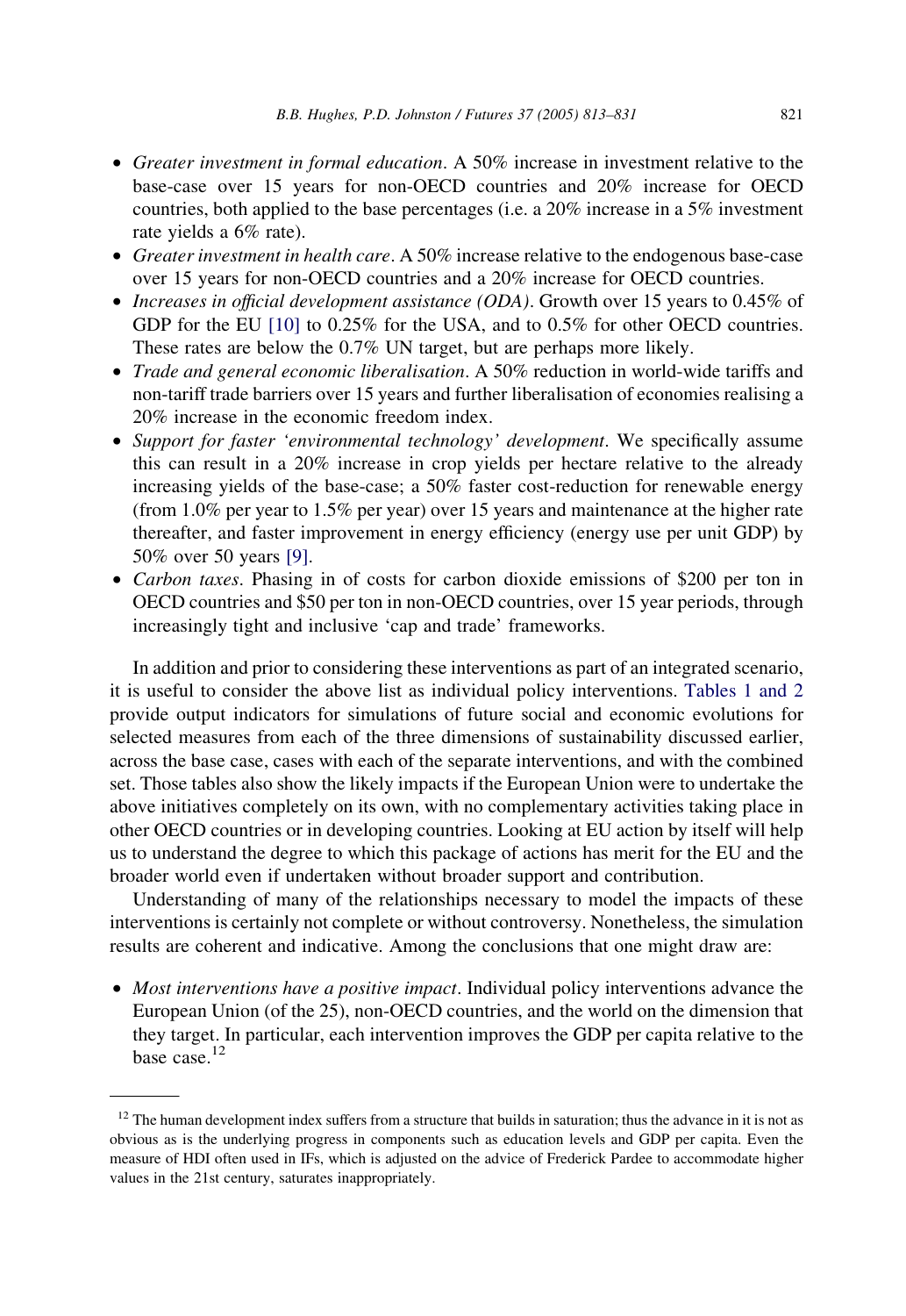- *Greater investment in formal education*. A 50% increase in investment relative to the base-case over 15 years for non-OECD countries and 20% increase for OECD countries, both applied to the base percentages (i.e. a 20% increase in a 5% investment rate yields a 6% rate).
- *Greater investment in health care*. A 50% increase relative to the endogenous base-case over 15 years for non-OECD countries and a 20% increase for OECD countries.
- *Increases in official development assistance (ODA)*. Growth over 15 years to 0.45% of GDP for the EU [10] to 0.25% for the USA, and to 0.5% for other OECD countries. These rates are below the 0.7% UN target, but are perhaps more likely.
- *Trade and general economic liberalisation*. A 50% reduction in world-wide tariffs and non-tariff trade barriers over 15 years and further liberalisation of economies realising a 20% increase in the economic freedom index.
- *Support for faster 'environmental technology' development*. We specifically assume this can result in a 20% increase in crop yields per hectare relative to the already increasing yields of the base-case; a 50% faster cost-reduction for renewable energy (from 1.0% per year to 1.5% per year) over 15 years and maintenance at the higher rate thereafter, and faster improvement in energy efficiency (energy use per unit GDP) by 50% over 50 years [9].
- *Carbon taxes*. Phasing in of costs for carbon dioxide emissions of \$200 per ton in OECD countries and \$50 per ton in non-OECD countries, over 15 year periods, through increasingly tight and inclusive 'cap and trade' frameworks.

In addition and prior to considering these interventions as part of an integrated scenario, it is useful to consider the above list as individual policy interventions. Tables 1 and 2 provide output indicators for simulations of future social and economic evolutions for selected measures from each of the three dimensions of sustainability discussed earlier, across the base case, cases with each of the separate interventions, and with the combined set. Those tables also show the likely impacts if the European Union were to undertake the above initiatives completely on its own, with no complementary activities taking place in other OECD countries or in developing countries. Looking at EU action by itself will help us to understand the degree to which this package of actions has merit for the EU and the broader world even if undertaken without broader support and contribution.

Understanding of many of the relationships necessary to model the impacts of these interventions is certainly not complete or without controversy. Nonetheless, the simulation results are coherent and indicative. Among the conclusions that one might draw are:

- *Most interventions have a positive impact*. Individual policy interventions advance the European Union (of the 25), non-OECD countries, and the world on the dimension that they target. In particular, each intervention improves the GDP per capita relative to the base case.[12]

[12] The human development index suffers from a structure that builds in saturation; thus the advance in it is not as obvious as is the underlying progress in components such as education levels and GDP per capita. Even the measure of HDI often used in IFs, which is adjusted on the advice of Frederick Pardee to accommodate higher values in the 21st century, saturates inappropriately.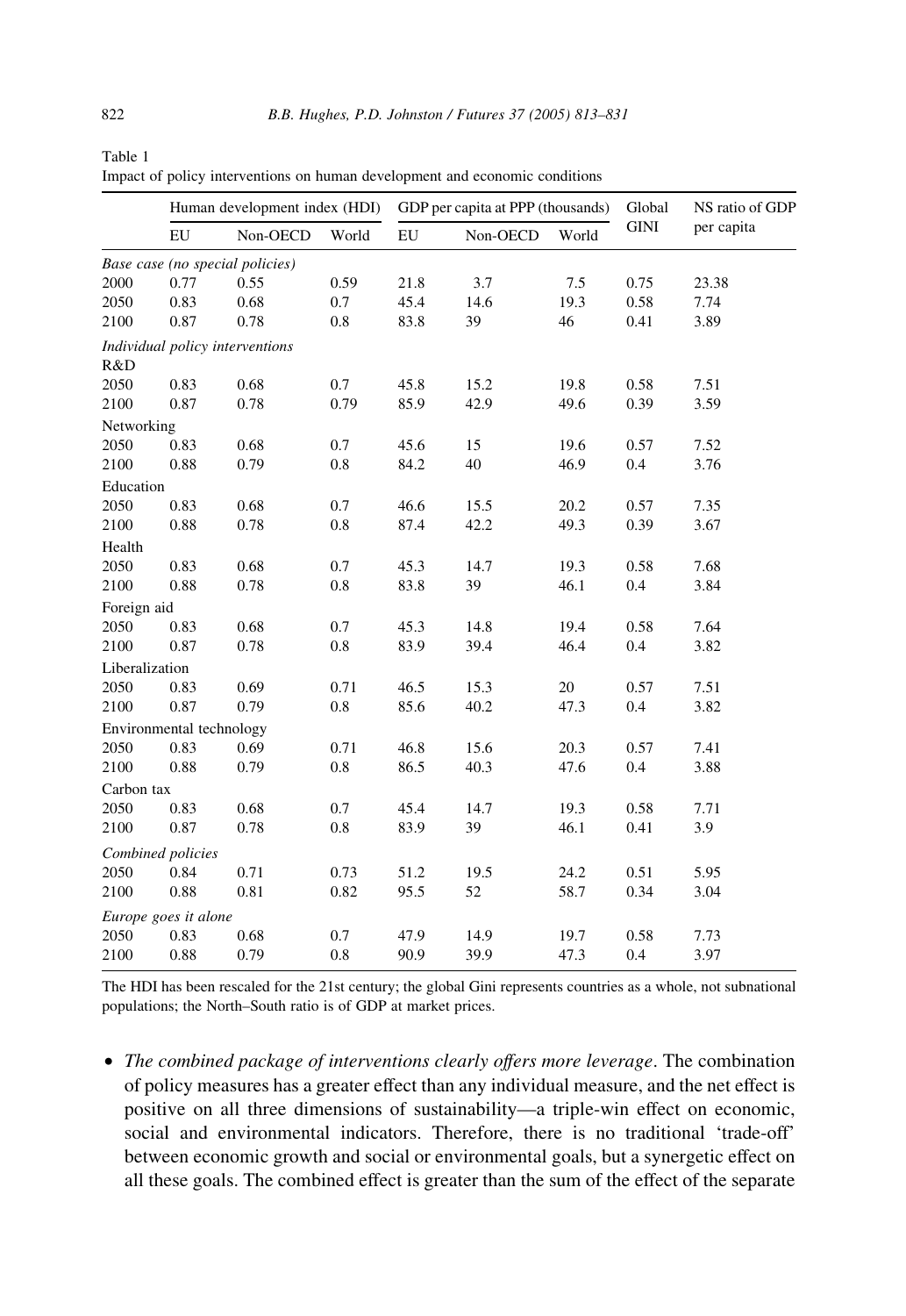Table 1
Impact of policy interventions on human development and economic conditions

| | Human development index (HDI) | | | GDP per capita at PPP (thousands) | | | Global GINI | NS ratio of GDP per capita |
|---|---|---|---|---|---|---|---|---|
| | EU | Non-OECD | World | EU | Non-OECD | World | | |
| *Base case (no special policies)* | | | | | | | | |
| 2000 | 0.77 | 0.55 | 0.59 | 21.8 | 3.7 | 7.5 | 0.75 | 23.38 |
| 2050 | 0.83 | 0.68 | 0.7 | 45.4 | 14.6 | 19.3 | 0.58 | 7.74 |
| 2100 | 0.87 | 0.78 | 0.8 | 83.8 | 39 | 46 | 0.41 | 3.89 |
| *Individual policy interventions* | | | | | | | | |
| R&D | | | | | | | | |
| 2050 | 0.83 | 0.68 | 0.7 | 45.8 | 15.2 | 19.8 | 0.58 | 7.51 |
| 2100 | 0.87 | 0.78 | 0.79 | 85.9 | 42.9 | 49.6 | 0.39 | 3.59 |
| Networking | | | | | | | | |
| 2050 | 0.83 | 0.68 | 0.7 | 45.6 | 15 | 19.6 | 0.57 | 7.52 |
| 2100 | 0.88 | 0.79 | 0.8 | 84.2 | 40 | 46.9 | 0.4 | 3.76 |
| Education | | | | | | | | |
| 2050 | 0.83 | 0.68 | 0.7 | 46.6 | 15.5 | 20.2 | 0.57 | 7.35 |
| 2100 | 0.88 | 0.78 | 0.8 | 87.4 | 42.2 | 49.3 | 0.39 | 3.67 |
| Health | | | | | | | | |
| 2050 | 0.83 | 0.68 | 0.7 | 45.3 | 14.7 | 19.3 | 0.58 | 7.68 |
| 2100 | 0.88 | 0.78 | 0.8 | 83.8 | 39 | 46.1 | 0.4 | 3.84 |
| Foreign aid | | | | | | | | |
| 2050 | 0.83 | 0.68 | 0.7 | 45.3 | 14.8 | 19.4 | 0.58 | 7.64 |
| 2100 | 0.87 | 0.78 | 0.8 | 83.9 | 39.4 | 46.4 | 0.4 | 3.82 |
| Liberalization | | | | | | | | |
| 2050 | 0.83 | 0.69 | 0.71 | 46.5 | 15.3 | 20 | 0.57 | 7.51 |
| 2100 | 0.87 | 0.79 | 0.8 | 85.6 | 40.2 | 47.3 | 0.4 | 3.82 |
| Environmental technology | | | | | | | | |
| 2050 | 0.83 | 0.69 | 0.71 | 46.8 | 15.6 | 20.3 | 0.57 | 7.41 |
| 2100 | 0.88 | 0.79 | 0.8 | 86.5 | 40.3 | 47.6 | 0.4 | 3.88 |
| Carbon tax | | | | | | | | |
| 2050 | 0.83 | 0.68 | 0.7 | 45.4 | 14.7 | 19.3 | 0.58 | 7.71 |
| 2100 | 0.87 | 0.78 | 0.8 | 83.9 | 39 | 46.1 | 0.41 | 3.9 |
| *Combined policies* | | | | | | | | |
| 2050 | 0.84 | 0.71 | 0.73 | 51.2 | 19.5 | 24.2 | 0.51 | 5.95 |
| 2100 | 0.88 | 0.81 | 0.82 | 95.5 | 52 | 58.7 | 0.34 | 3.04 |
| *Europe goes it alone* | | | | | | | | |
| 2050 | 0.83 | 0.68 | 0.7 | 47.9 | 14.9 | 19.7 | 0.58 | 7.73 |
| 2100 | 0.88 | 0.79 | 0.8 | 90.9 | 39.9 | 47.3 | 0.4 | 3.97 |

The HDI has been rescaled for the 21st century; the global Gini represents countries as a whole, not subnational populations; the North–South ratio is of GDP at market prices.

- *The combined package of interventions clearly offers more leverage*. The combination of policy measures has a greater effect than any individual measure, and the net effect is positive on all three dimensions of sustainability—a triple-win effect on economic, social and environmental indicators. Therefore, there is no traditional 'trade-off' between economic growth and social or environmental goals, but a synergetic effect on all these goals. The combined effect is greater than the sum of the effect of the separate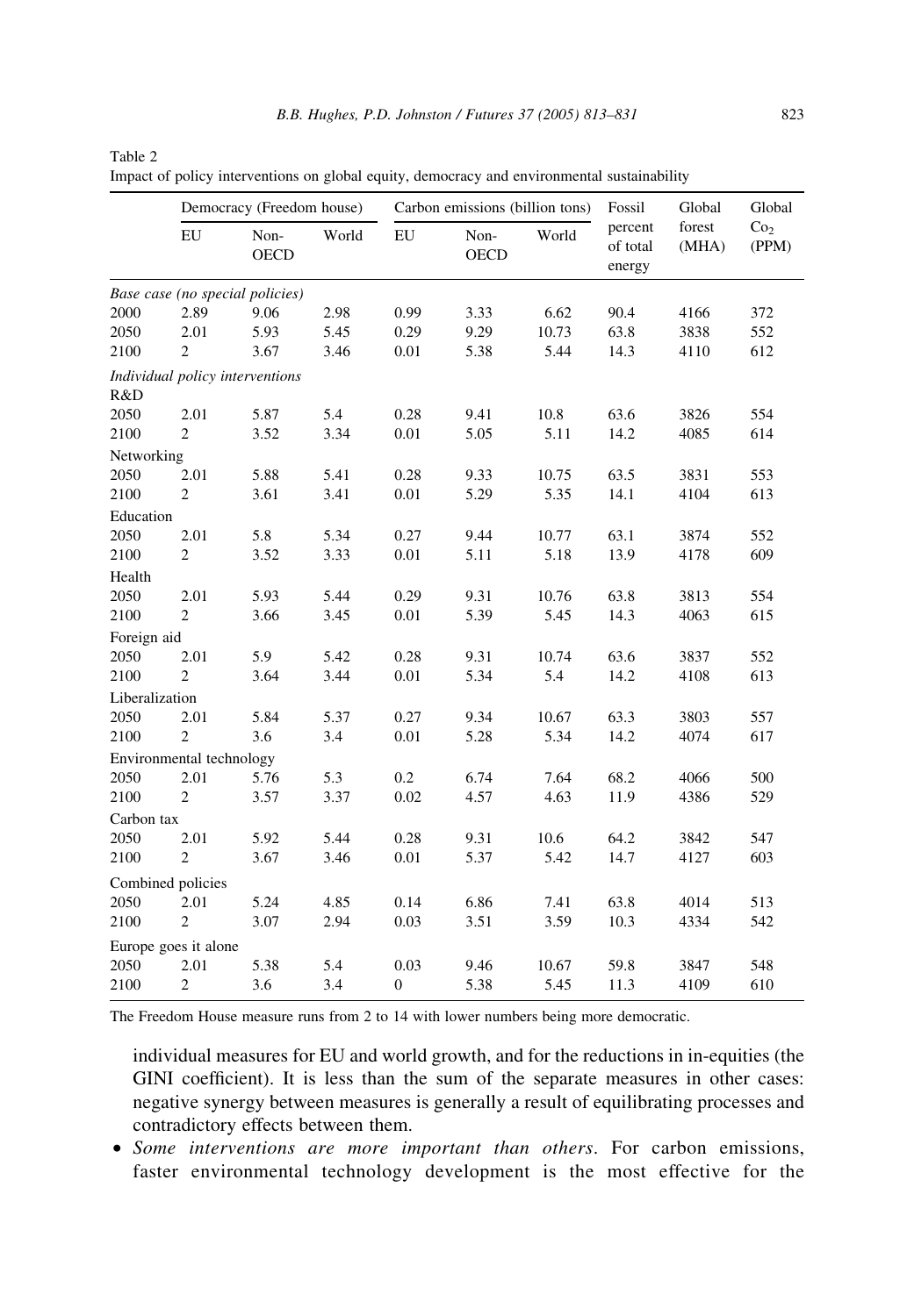Table 2
Impact of policy interventions on global equity, democracy and environmental sustainability

| | Democracy (Freedom house) | | | Carbon emissions (billion tons) | | | Fossil percent of total energy | Global forest (MHA) | Global $CO_2$ (PPM) |
|---|---|---|---|---|---|---|---|---|---|
| | EU | Non-OECD | World | EU | Non-OECD | World | | | |
| *Base case (no special policies)* | | | | | | | | | |
| 2000 | 2.89 | 9.06 | 2.98 | 0.99 | 3.33 | 6.62 | 90.4 | 4166 | 372 |
| 2050 | 2.01 | 5.93 | 5.45 | 0.29 | 9.29 | 10.73 | 63.8 | 3838 | 552 |
| 2100 | 2 | 3.67 | 3.46 | 0.01 | 5.38 | 5.44 | 14.3 | 4110 | 612 |
| *Individual policy interventions* | | | | | | | | | |
| R&D | | | | | | | | | |
| 2050 | 2.01 | 5.87 | 5.4 | 0.28 | 9.41 | 10.8 | 63.6 | 3826 | 554 |
| 2100 | 2 | 3.52 | 3.34 | 0.01 | 5.05 | 5.11 | 14.2 | 4085 | 614 |
| Networking | | | | | | | | | |
| 2050 | 2.01 | 5.88 | 5.41 | 0.28 | 9.33 | 10.75 | 63.5 | 3831 | 553 |
| 2100 | 2 | 3.61 | 3.41 | 0.01 | 5.29 | 5.35 | 14.1 | 4104 | 613 |
| Education | | | | | | | | | |
| 2050 | 2.01 | 5.8 | 5.34 | 0.27 | 9.44 | 10.77 | 63.1 | 3874 | 552 |
| 2100 | 2 | 3.52 | 3.33 | 0.01 | 5.11 | 5.18 | 13.9 | 4178 | 609 |
| Health | | | | | | | | | |
| 2050 | 2.01 | 5.93 | 5.44 | 0.29 | 9.31 | 10.76 | 63.8 | 3813 | 554 |
| 2100 | 2 | 3.66 | 3.45 | 0.01 | 5.39 | 5.45 | 14.3 | 4063 | 615 |
| Foreign aid | | | | | | | | | |
| 2050 | 2.01 | 5.9 | 5.42 | 0.28 | 9.31 | 10.74 | 63.6 | 3837 | 552 |
| 2100 | 2 | 3.64 | 3.44 | 0.01 | 5.34 | 5.4 | 14.2 | 4108 | 613 |
| Liberalization | | | | | | | | | |
| 2050 | 2.01 | 5.84 | 5.37 | 0.27 | 9.34 | 10.67 | 63.3 | 3803 | 557 |
| 2100 | 2 | 3.6 | 3.4 | 0.01 | 5.28 | 5.34 | 14.2 | 4074 | 617 |
| Environmental technology | | | | | | | | | |
| 2050 | 2.01 | 5.76 | 5.3 | 0.2 | 6.74 | 7.64 | 68.2 | 4066 | 500 |
| 2100 | 2 | 3.57 | 3.37 | 0.02 | 4.57 | 4.63 | 11.9 | 4386 | 529 |
| Carbon tax | | | | | | | | | |
| 2050 | 2.01 | 5.92 | 5.44 | 0.28 | 9.31 | 10.6 | 64.2 | 3842 | 547 |
| 2100 | 2 | 3.67 | 3.46 | 0.01 | 5.37 | 5.42 | 14.7 | 4127 | 603 |
| Combined policies | | | | | | | | | |
| 2050 | 2.01 | 5.24 | 4.85 | 0.14 | 6.86 | 7.41 | 63.8 | 4014 | 513 |
| 2100 | 2 | 3.07 | 2.94 | 0.03 | 3.51 | 3.59 | 10.3 | 4334 | 542 |
| Europe goes it alone | | | | | | | | | |
| 2050 | 2.01 | 5.38 | 5.4 | 0.03 | 9.46 | 10.67 | 59.8 | 3847 | 548 |
| 2100 | 2 | 3.6 | 3.4 | 0 | 5.38 | 5.45 | 11.3 | 4109 | 610 |

The Freedom House measure runs from 2 to 14 with lower numbers being more democratic.

individual measures for EU and world growth, and for the reductions in in-equities (the GINI coefficient). It is less than the sum of the separate measures in other cases: negative synergy between measures is generally a result of equilibrating processes and contradictory effects between them.

- *Some interventions are more important than others*. For carbon emissions, faster environmental technology development is the most effective for the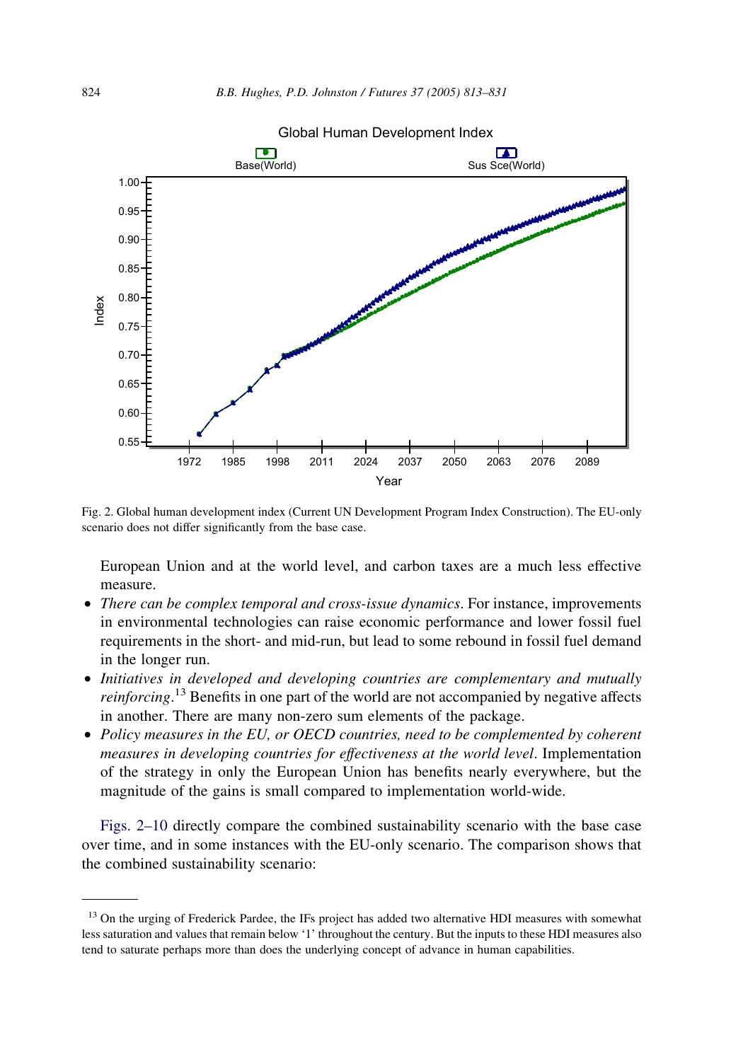Fig. 2. Global human development index (Current UN Development Program Index Construction). The EU-only scenario does not differ significantly from the base case.

European Union and at the world level, and carbon taxes are a much less effective measure.

- *There can be complex temporal and cross-issue dynamics*. For instance, improvements in environmental technologies can raise economic performance and lower fossil fuel requirements in the short- and mid-run, but lead to some rebound in fossil fuel demand in the longer run.
- *Initiatives in developed and developing countries are complementary and mutually reinforcing*.[13] Benefits in one part of the world are not accompanied by negative affects in another. There are many non-zero sum elements of the package.
- *Policy measures in the EU, or OECD countries, need to be complemented by coherent measures in developing countries for effectiveness at the world level*. Implementation of the strategy in only the European Union has benefits nearly everywhere, but the magnitude of the gains is small compared to implementation world-wide.

Figs. 2–10 directly compare the combined sustainability scenario with the base case over time, and in some instances with the EU-only scenario. The comparison shows that the combined sustainability scenario:

---

[13] On the urging of Frederick Pardee, the IFs project has added two alternative HDI measures with somewhat less saturation and values that remain below '1' throughout the century. But the inputs to these HDI measures also tend to saturate perhaps more than does the underlying concept of advance in human capabilities.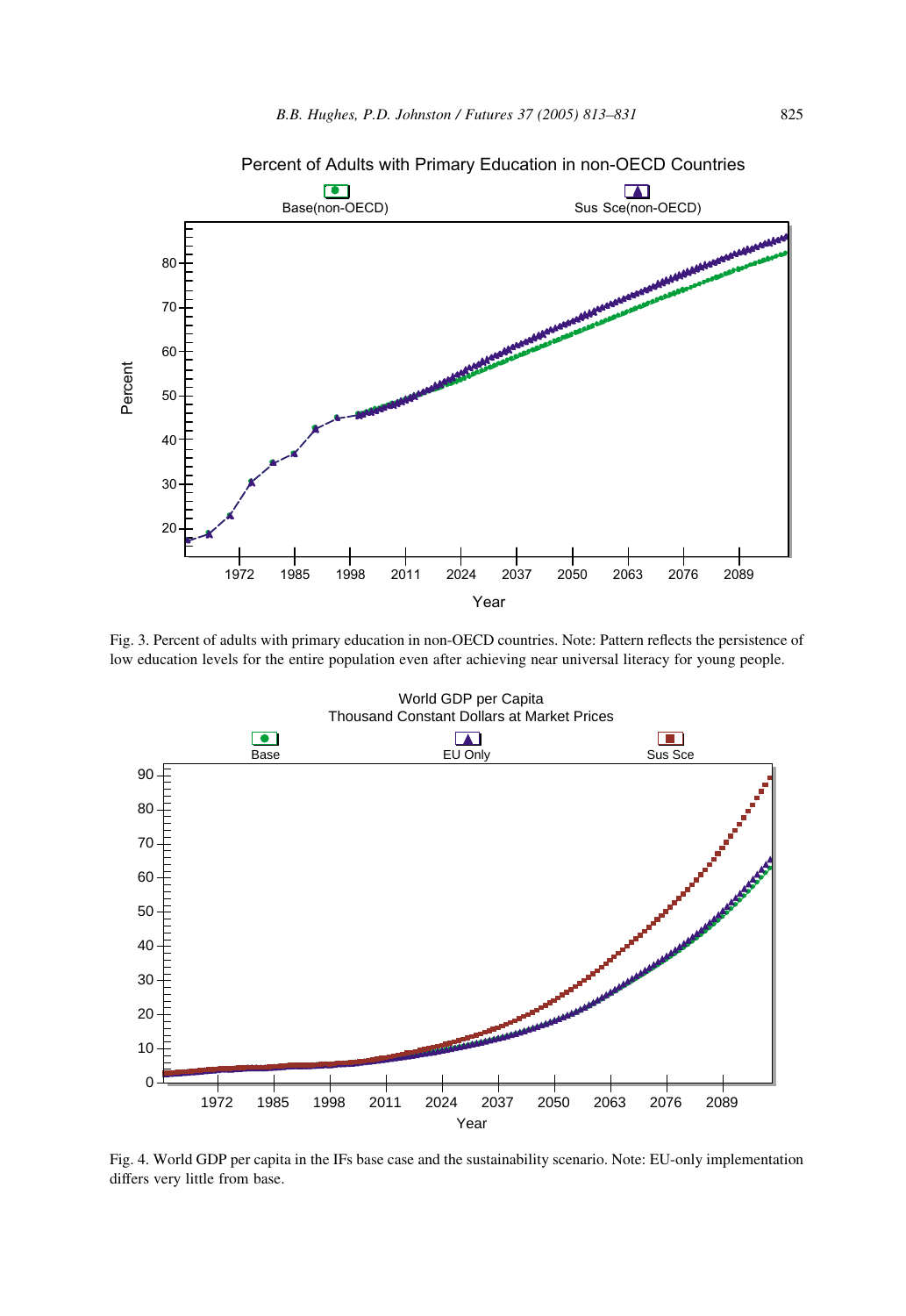Fig. 3. Percent of adults with primary education in non-OECD countries. Note: Pattern reflects the persistence of low education levels for the entire population even after achieving near universal literacy for young people.

Fig. 4. World GDP per capita in the IFs base case and the sustainability scenario. Note: EU-only implementation differs very little from base.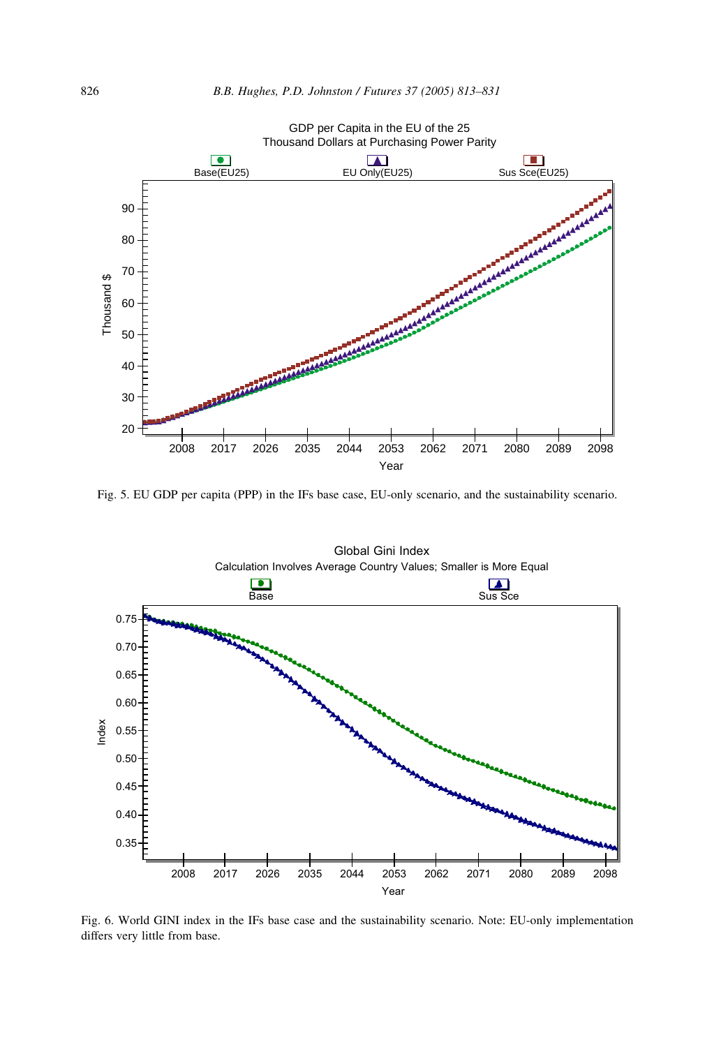Fig. 5. EU GDP per capita (PPP) in the IFs base case, EU-only scenario, and the sustainability scenario.

Fig. 6. World GINI index in the IFs base case and the sustainability scenario. Note: EU-only implementation differs very little from base.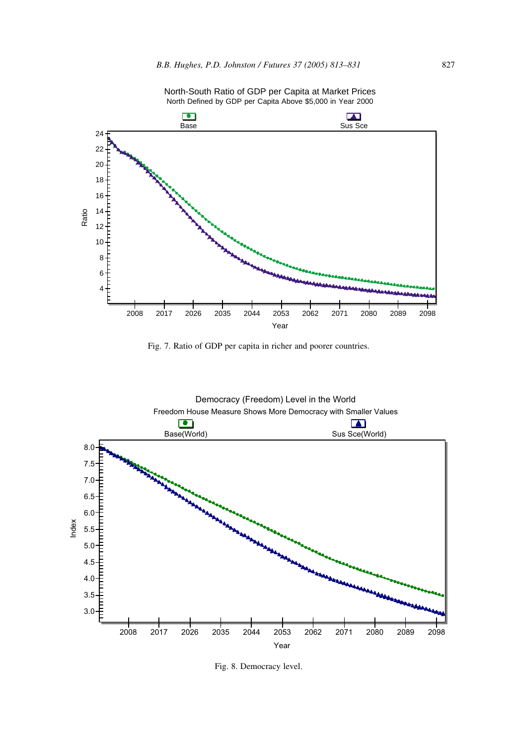Fig. 7. Ratio of GDP per capita in richer and poorer countries.

Fig. 8. Democracy level.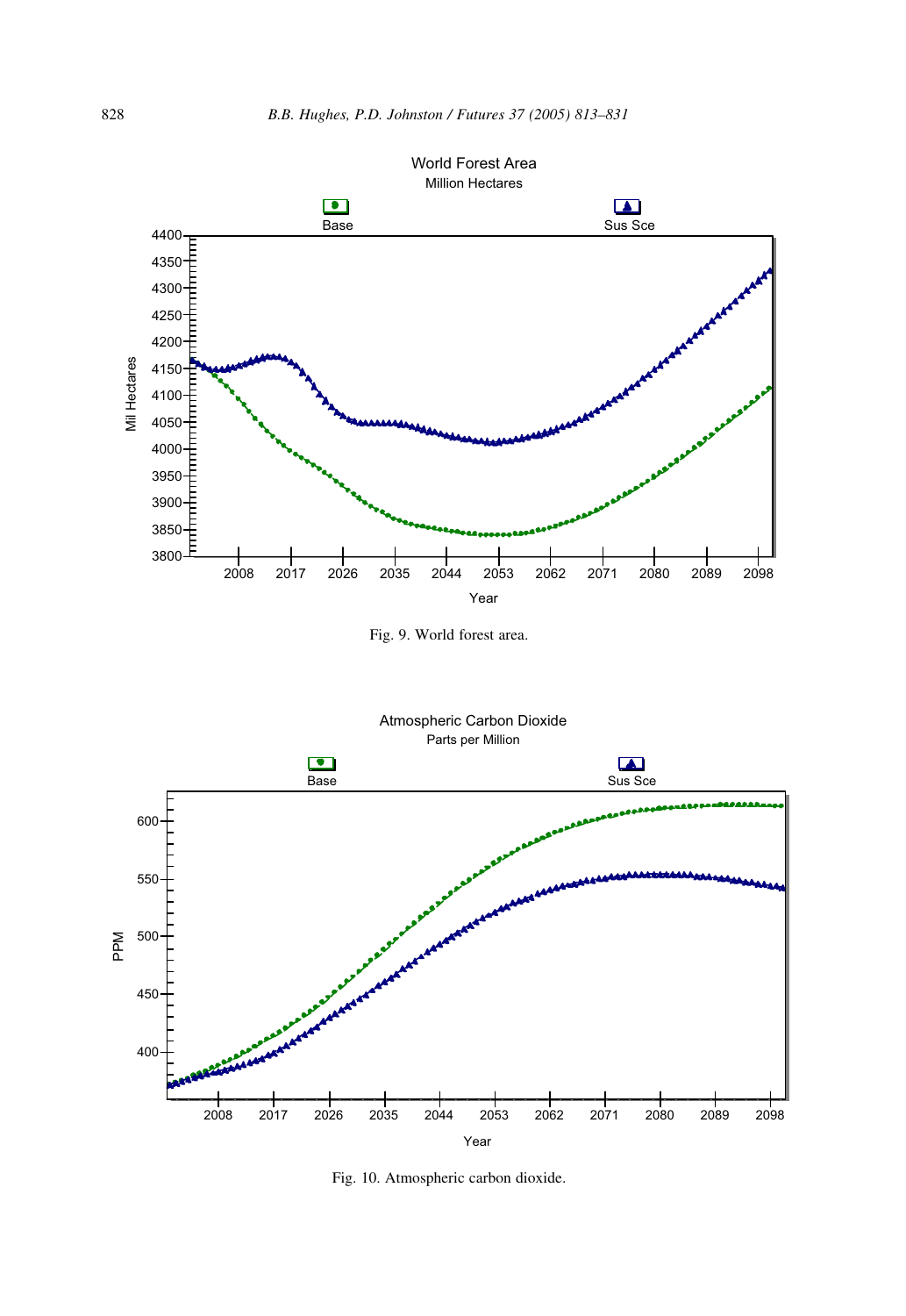Fig. 9. World forest area.

Fig. 10. Atmospheric carbon dioxide.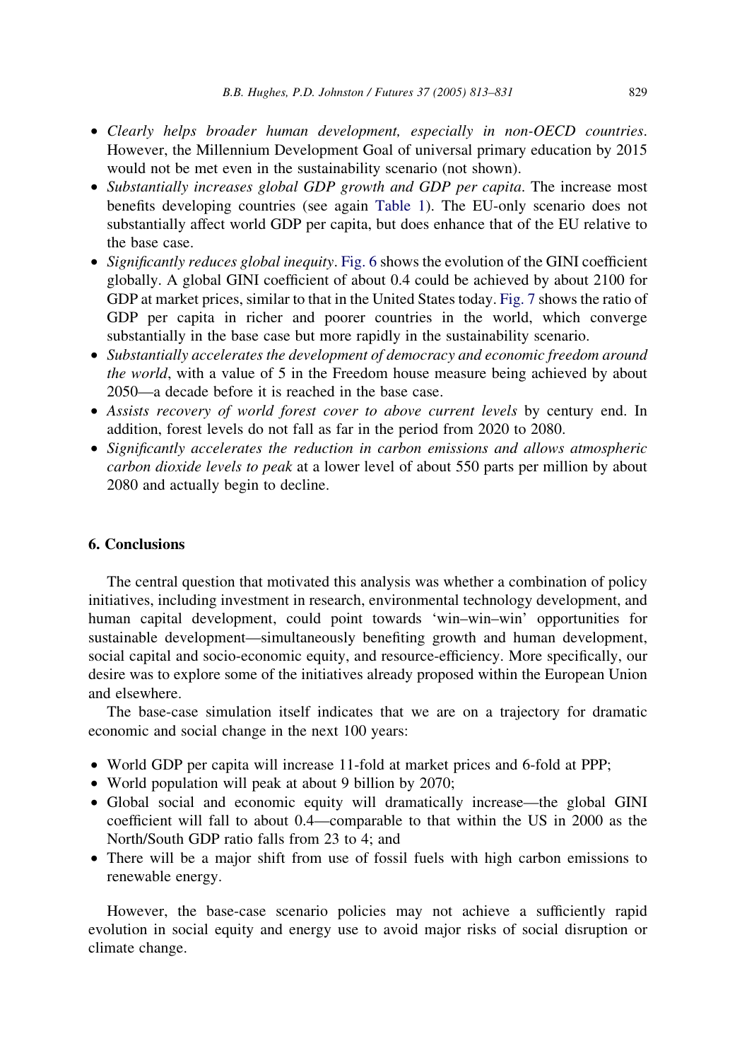- *Clearly helps broader human development, especially in non-OECD countries*. However, the Millennium Development Goal of universal primary education by 2015 would not be met even in the sustainability scenario (not shown).
- *Substantially increases global GDP growth and GDP per capita*. The increase most benefits developing countries (see again Table 1). The EU-only scenario does not substantially affect world GDP per capita, but does enhance that of the EU relative to the base case.
- *Significantly reduces global inequity*. Fig. 6 shows the evolution of the GINI coefficient globally. A global GINI coefficient of about 0.4 could be achieved by about 2100 for GDP at market prices, similar to that in the United States today. Fig. 7 shows the ratio of GDP per capita in richer and poorer countries in the world, which converge substantially in the base case but more rapidly in the sustainability scenario.
- *Substantially accelerates the development of democracy and economic freedom around the world*, with a value of 5 in the Freedom house measure being achieved by about 2050—a decade before it is reached in the base case.
- *Assists recovery of world forest cover to above current levels* by century end. In addition, forest levels do not fall as far in the period from 2020 to 2080.
- *Significantly accelerates the reduction in carbon emissions and allows atmospheric carbon dioxide levels to peak* at a lower level of about 550 parts per million by about 2080 and actually begin to decline.

## 6. Conclusions

The central question that motivated this analysis was whether a combination of policy initiatives, including investment in research, environmental technology development, and human capital development, could point towards 'win–win–win' opportunities for sustainable development—simultaneously benefiting growth and human development, social capital and socio-economic equity, and resource-efficiency. More specifically, our desire was to explore some of the initiatives already proposed within the European Union and elsewhere.

The base-case simulation itself indicates that we are on a trajectory for dramatic economic and social change in the next 100 years:

- World GDP per capita will increase 11-fold at market prices and 6-fold at PPP;
- World population will peak at about 9 billion by 2070;
- Global social and economic equity will dramatically increase—the global GINI coefficient will fall to about 0.4—comparable to that within the US in 2000 as the North/South GDP ratio falls from 23 to 4; and
- There will be a major shift from use of fossil fuels with high carbon emissions to renewable energy.

However, the base-case scenario policies may not achieve a sufficiently rapid evolution in social equity and energy use to avoid major risks of social disruption or climate change.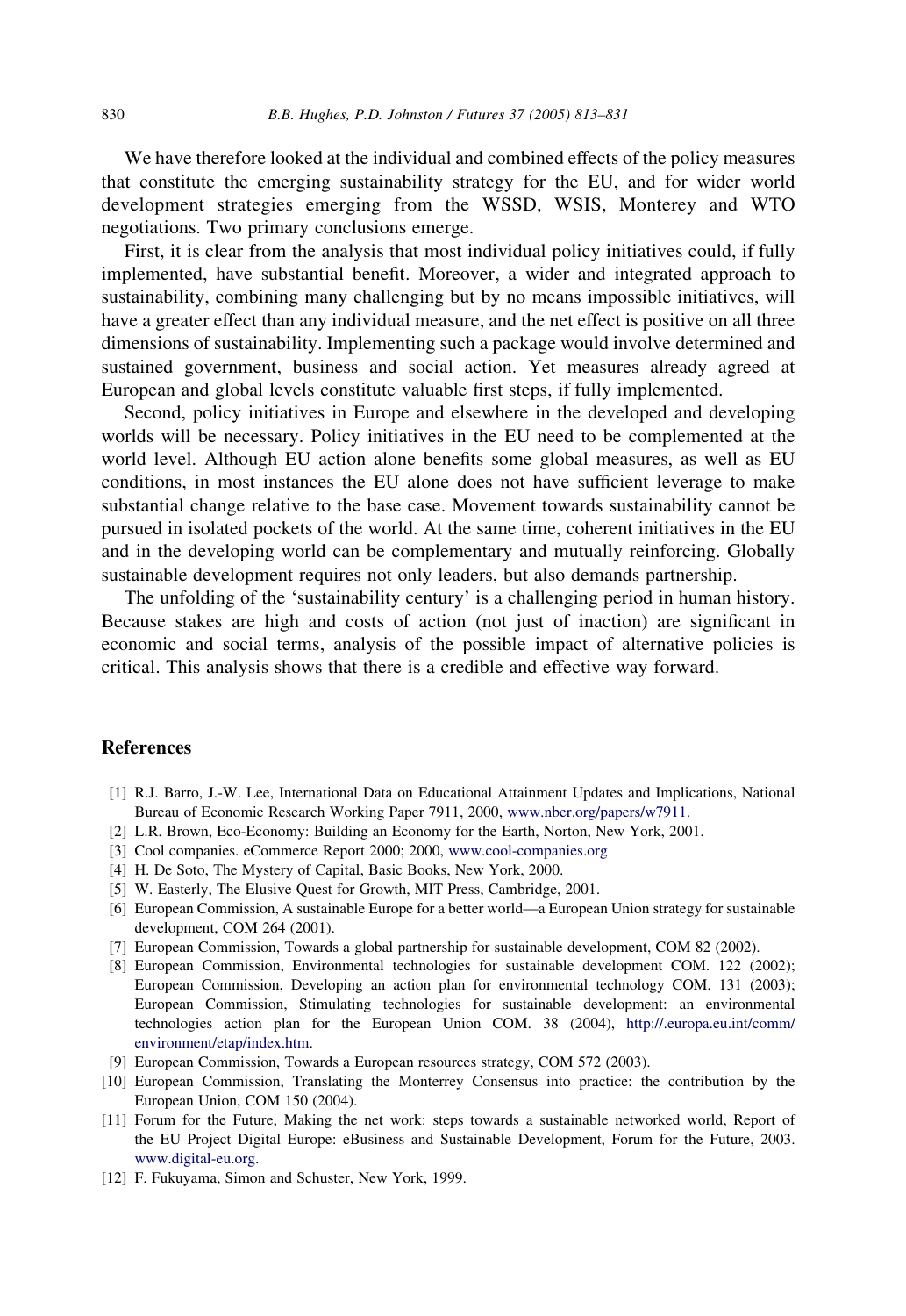We have therefore looked at the individual and combined effects of the policy measures that constitute the emerging sustainability strategy for the EU, and for wider world development strategies emerging from the WSSD, WSIS, Monterey and WTO negotiations. Two primary conclusions emerge.

First, it is clear from the analysis that most individual policy initiatives could, if fully implemented, have substantial benefit. Moreover, a wider and integrated approach to sustainability, combining many challenging but by no means impossible initiatives, will have a greater effect than any individual measure, and the net effect is positive on all three dimensions of sustainability. Implementing such a package would involve determined and sustained government, business and social action. Yet measures already agreed at European and global levels constitute valuable first steps, if fully implemented.

Second, policy initiatives in Europe and elsewhere in the developed and developing worlds will be necessary. Policy initiatives in the EU need to be complemented at the world level. Although EU action alone benefits some global measures, as well as EU conditions, in most instances the EU alone does not have sufficient leverage to make substantial change relative to the base case. Movement towards sustainability cannot be pursued in isolated pockets of the world. At the same time, coherent initiatives in the EU and in the developing world can be complementary and mutually reinforcing. Globally sustainable development requires not only leaders, but also demands partnership.

The unfolding of the 'sustainability century' is a challenging period in human history. Because stakes are high and costs of action (not just of inaction) are significant in economic and social terms, analysis of the possible impact of alternative policies is critical. This analysis shows that there is a credible and effective way forward.

## References

[1] R.J. Barro, J.-W. Lee, International Data on Educational Attainment Updates and Implications, National Bureau of Economic Research Working Paper 7911, 2000, www.nber.org/papers/w7911.

[2] L.R. Brown, Eco-Economy: Building an Economy for the Earth, Norton, New York, 2001.

[3] Cool companies. eCommerce Report 2000; 2000, www.cool-companies.org

[4] H. De Soto, The Mystery of Capital, Basic Books, New York, 2000.

[5] W. Easterly, The Elusive Quest for Growth, MIT Press, Cambridge, 2001.

[6] European Commission, A sustainable Europe for a better world—a European Union strategy for sustainable development, COM 264 (2001).

[7] European Commission, Towards a global partnership for sustainable development, COM 82 (2002).

[8] European Commission, Environmental technologies for sustainable development COM. 122 (2002); European Commission, Developing an action plan for environmental technology COM. 131 (2003); European Commission, Stimulating technologies for sustainable development: an environmental technologies action plan for the European Union COM. 38 (2004), http://.europa.eu.int/comm/environment/etap/index.htm.

[9] European Commission, Towards a European resources strategy, COM 572 (2003).

[10] European Commission, Translating the Monterrey Consensus into practice: the contribution by the European Union, COM 150 (2004).

[11] Forum for the Future, Making the net work: steps towards a sustainable networked world, Report of the EU Project Digital Europe: eBusiness and Sustainable Development, Forum for the Future, 2003. www.digital-eu.org.

[12] F. Fukuyama, Simon and Schuster, New York, 1999.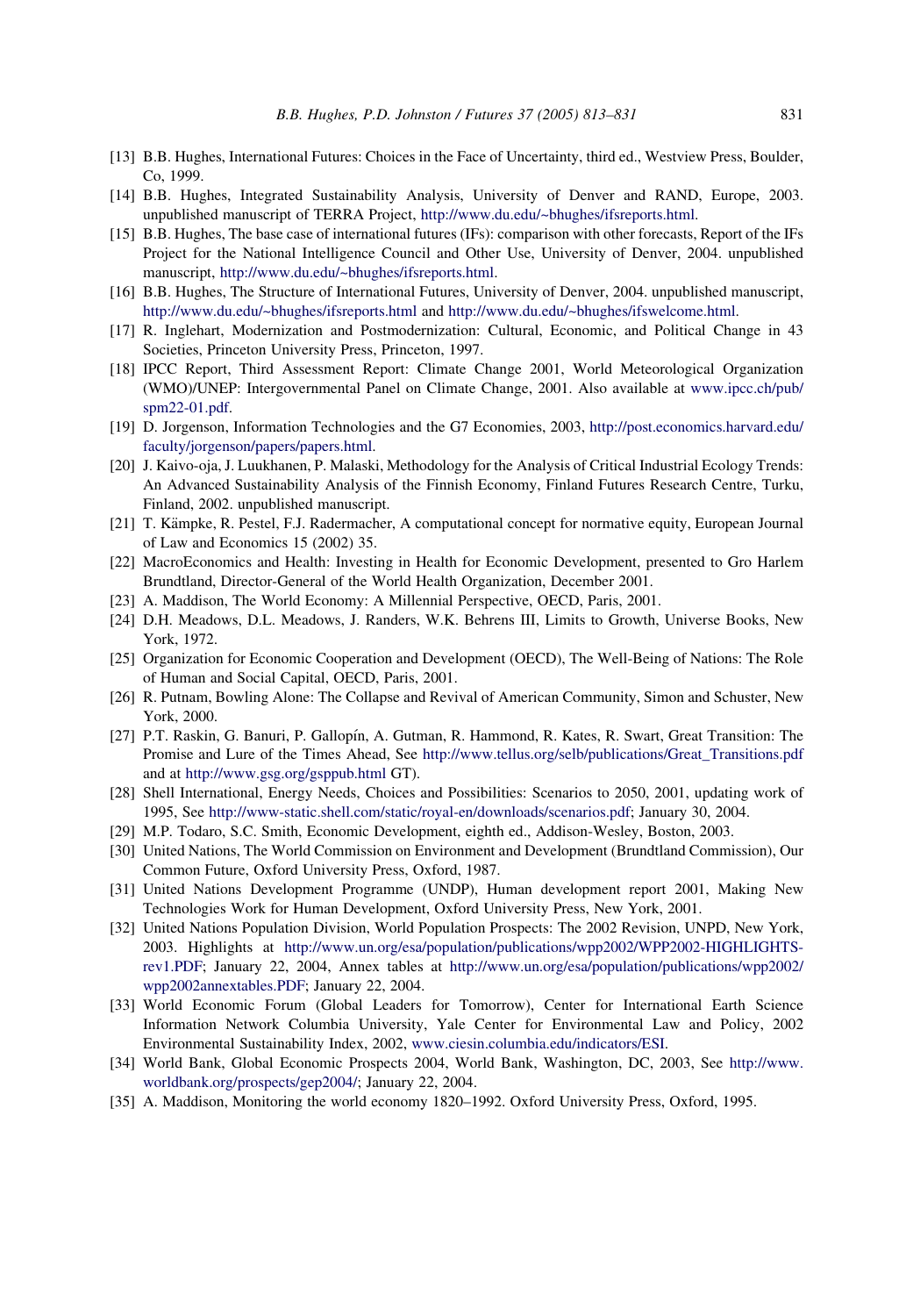[13] B.B. Hughes, International Futures: Choices in the Face of Uncertainty, third ed., Westview Press, Boulder, Co, 1999.

[14] B.B. Hughes, Integrated Sustainability Analysis, University of Denver and RAND, Europe, 2003. unpublished manuscript of TERRA Project, http://www.du.edu/~bhughes/ifsreports.html.

[15] B.B. Hughes, The base case of international futures (IFs): comparison with other forecasts, Report of the IFs Project for the National Intelligence Council and Other Use, University of Denver, 2004. unpublished manuscript, http://www.du.edu/~bhughes/ifsreports.html.

[16] B.B. Hughes, The Structure of International Futures, University of Denver, 2004. unpublished manuscript, http://www.du.edu/~bhughes/ifsreports.html and http://www.du.edu/~bhughes/ifswelcome.html.

[17] R. Inglehart, Modernization and Postmodernization: Cultural, Economic, and Political Change in 43 Societies, Princeton University Press, Princeton, 1997.

[18] IPCC Report, Third Assessment Report: Climate Change 2001, World Meteorological Organization (WMO)/UNEP: Intergovernmental Panel on Climate Change, 2001. Also available at www.ipcc.ch/pub/spm22-01.pdf.

[19] D. Jorgenson, Information Technologies and the G7 Economies, 2003, http://post.economics.harvard.edu/faculty/jorgenson/papers/papers.html.

[20] J. Kaivo-oja, J. Luukhanen, P. Malaski, Methodology for the Analysis of Critical Industrial Ecology Trends: An Advanced Sustainability Analysis of the Finnish Economy, Finland Futures Research Centre, Turku, Finland, 2002. unpublished manuscript.

[21] T. Kämpke, R. Pestel, F.J. Radermacher, A computational concept for normative equity, European Journal of Law and Economics 15 (2002) 35.

[22] MacroEconomics and Health: Investing in Health for Economic Development, presented to Gro Harlem Brundtland, Director-General of the World Health Organization, December 2001.

[23] A. Maddison, The World Economy: A Millennial Perspective, OECD, Paris, 2001.

[24] D.H. Meadows, D.L. Meadows, J. Randers, W.K. Behrens III, Limits to Growth, Universe Books, New York, 1972.

[25] Organization for Economic Cooperation and Development (OECD), The Well-Being of Nations: The Role of Human and Social Capital, OECD, Paris, 2001.

[26] R. Putnam, Bowling Alone: The Collapse and Revival of American Community, Simon and Schuster, New York, 2000.

[27] P.T. Raskin, G. Banuri, P. Gallopín, A. Gutman, R. Hammond, R. Kates, R. Swart, Great Transition: The Promise and Lure of the Times Ahead, See http://www.tellus.org/selb/publications/Great_Transitions.pdf and at http://www.gsg.org/gsppub.html GT).

[28] Shell International, Energy Needs, Choices and Possibilities: Scenarios to 2050, 2001, updating work of 1995, See http://www-static.shell.com/static/royal-en/downloads/scenarios.pdf; January 30, 2004.

[29] M.P. Todaro, S.C. Smith, Economic Development, eighth ed., Addison-Wesley, Boston, 2003.

[30] United Nations, The World Commission on Environment and Development (Brundtland Commission), Our Common Future, Oxford University Press, Oxford, 1987.

[31] United Nations Development Programme (UNDP), Human development report 2001, Making New Technologies Work for Human Development, Oxford University Press, New York, 2001.

[32] United Nations Population Division, World Population Prospects: The 2002 Revision, UNPD, New York, 2003. Highlights at http://www.un.org/esa/population/publications/wpp2002/WPP2002-HIGHLIGHTS-rev1.PDF; January 22, 2004, Annex tables at http://www.un.org/esa/population/publications/wpp2002/wpp2002annextables.PDF; January 22, 2004.

[33] World Economic Forum (Global Leaders for Tomorrow), Center for International Earth Science Information Network Columbia University, Yale Center for Environmental Law and Policy, 2002 Environmental Sustainability Index, 2002, www.ciesin.columbia.edu/indicators/ESI.

[34] World Bank, Global Economic Prospects 2004, World Bank, Washington, DC, 2003, See http://www.worldbank.org/prospects/gep2004/; January 22, 2004.

[35] A. Maddison, Monitoring the world economy 1820–1992. Oxford University Press, Oxford, 1995.